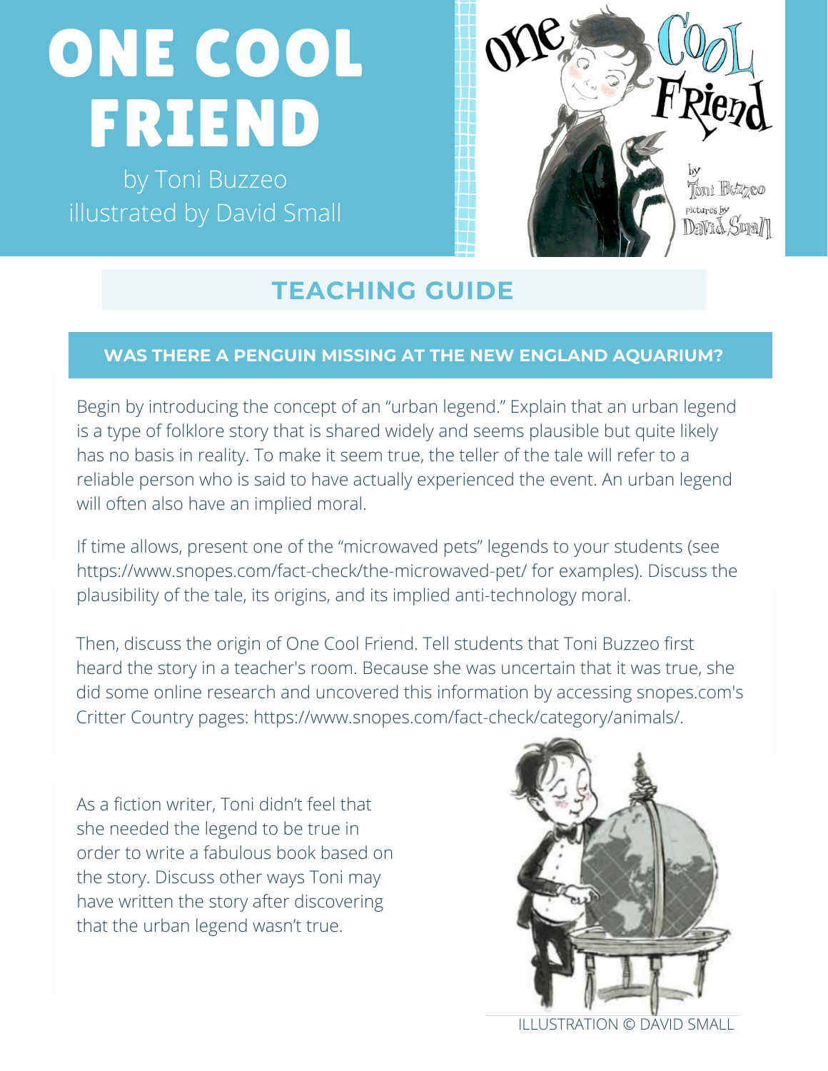# ONE COOL FRIEND

by Toni Buzzeo
illustrated by David Small

## TEACHING GUIDE

### WAS THERE A PENGUIN MISSING AT THE NEW ENGLAND AQUARIUM?

Begin by introducing the concept of an "urban legend." Explain that an urban legend is a type of folklore story that is shared widely and seems plausible but quite likely has no basis in reality. To make it seem true, the teller of the tale will refer to a reliable person who is said to have actually experienced the event. An urban legend will often also have an implied moral.

If time allows, present one of the "microwaved pets" legends to your students (see https://www.snopes.com/fact-check/the-microwaved-pet/ for examples). Discuss the plausibility of the tale, its origins, and its implied anti-technology moral.

Then, discuss the origin of One Cool Friend. Tell students that Toni Buzzeo first heard the story in a teacher's room. Because she was uncertain that it was true, she did some online research and uncovered this information by accessing snopes.com's Critter Country pages: https://www.snopes.com/fact-check/category/animals/.

As a fiction writer, Toni didn't feel that she needed the legend to be true in order to write a fabulous book based on the story. Discuss other ways Toni may have written the story after discovering that the urban legend wasn't true.

ILLUSTRATION © DAVID SMALL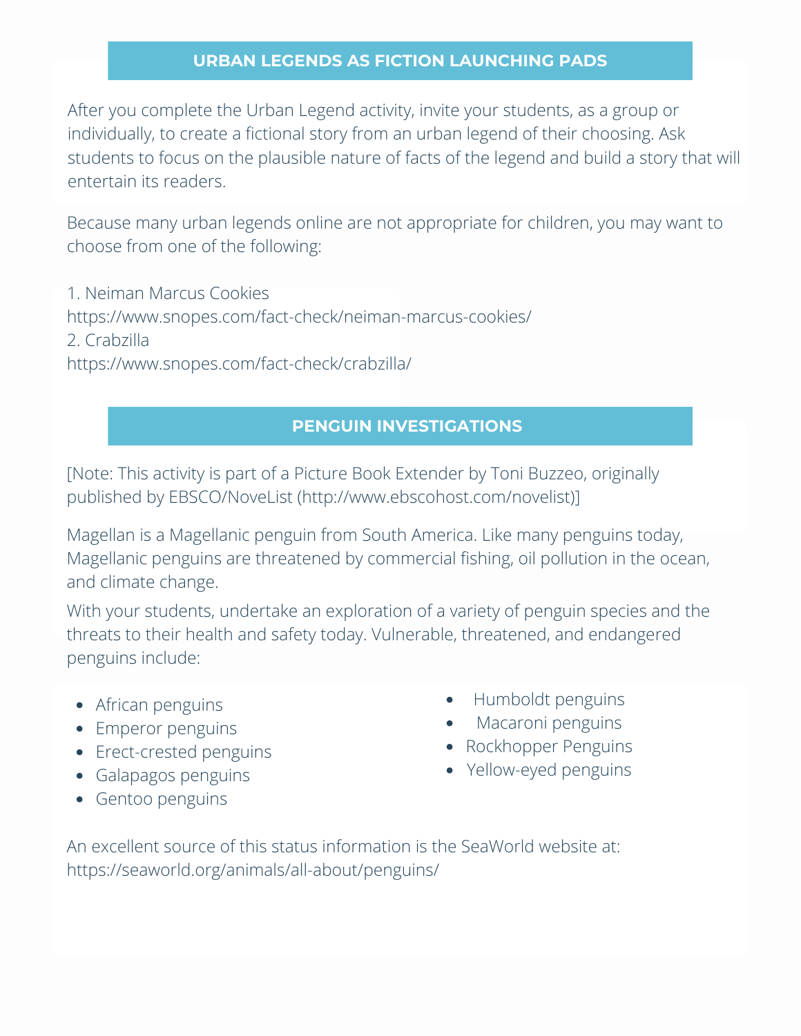## URBAN LEGENDS AS FICTION LAUNCHING PADS

After you complete the Urban Legend activity, invite your students, as a group or individually, to create a fictional story from an urban legend of their choosing. Ask students to focus on the plausible nature of facts of the legend and build a story that will entertain its readers.

Because many urban legends online are not appropriate for children, you may want to choose from one of the following:

1. Neiman Marcus Cookies
https://www.snopes.com/fact-check/neiman-marcus-cookies/
2. Crabzilla
https://www.snopes.com/fact-check/crabzilla/

## PENGUIN INVESTIGATIONS

[Note: This activity is part of a Picture Book Extender by Toni Buzzeo, originally published by EBSCO/NoveList (http://www.ebscohost.com/novelist)]

Magellan is a Magellanic penguin from South America. Like many penguins today, Magellanic penguins are threatened by commercial fishing, oil pollution in the ocean, and climate change.

With your students, undertake an exploration of a variety of penguin species and the threats to their health and safety today. Vulnerable, threatened, and endangered penguins include:

- African penguins
- Emperor penguins
- Erect-crested penguins
- Galapagos penguins
- Gentoo penguins
- Humboldt penguins
- Macaroni penguins
- Rockhopper Penguins
- Yellow-eyed penguins

An excellent source of this status information is the SeaWorld website at: https://seaworld.org/animals/all-about/penguins/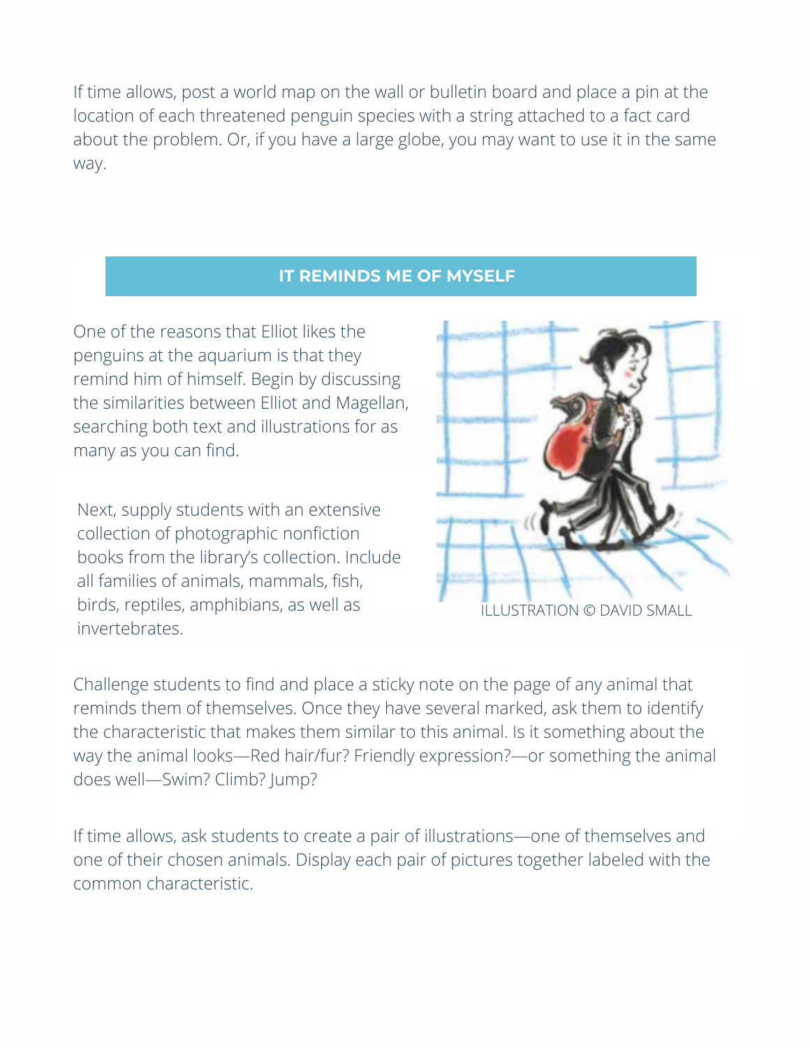If time allows, post a world map on the wall or bulletin board and place a pin at the location of each threatened penguin species with a string attached to a fact card about the problem. Or, if you have a large globe, you may want to use it in the same way.

## IT REMINDS ME OF MYSELF

One of the reasons that Elliot likes the penguins at the aquarium is that they remind him of himself. Begin by discussing the similarities between Elliot and Magellan, searching both text and illustrations for as many as you can find.

Next, supply students with an extensive collection of photographic nonfiction books from the library's collection. Include all families of animals, mammals, fish, birds, reptiles, amphibians, as well as invertebrates.

ILLUSTRATION © DAVID SMALL

Challenge students to find and place a sticky note on the page of any animal that reminds them of themselves. Once they have several marked, ask them to identify the characteristic that makes them similar to this animal. Is it something about the way the animal looks—Red hair/fur? Friendly expression?—or something the animal does well—Swim? Climb? Jump?

If time allows, ask students to create a pair of illustrations—one of themselves and one of their chosen animals. Display each pair of pictures together labeled with the common characteristic.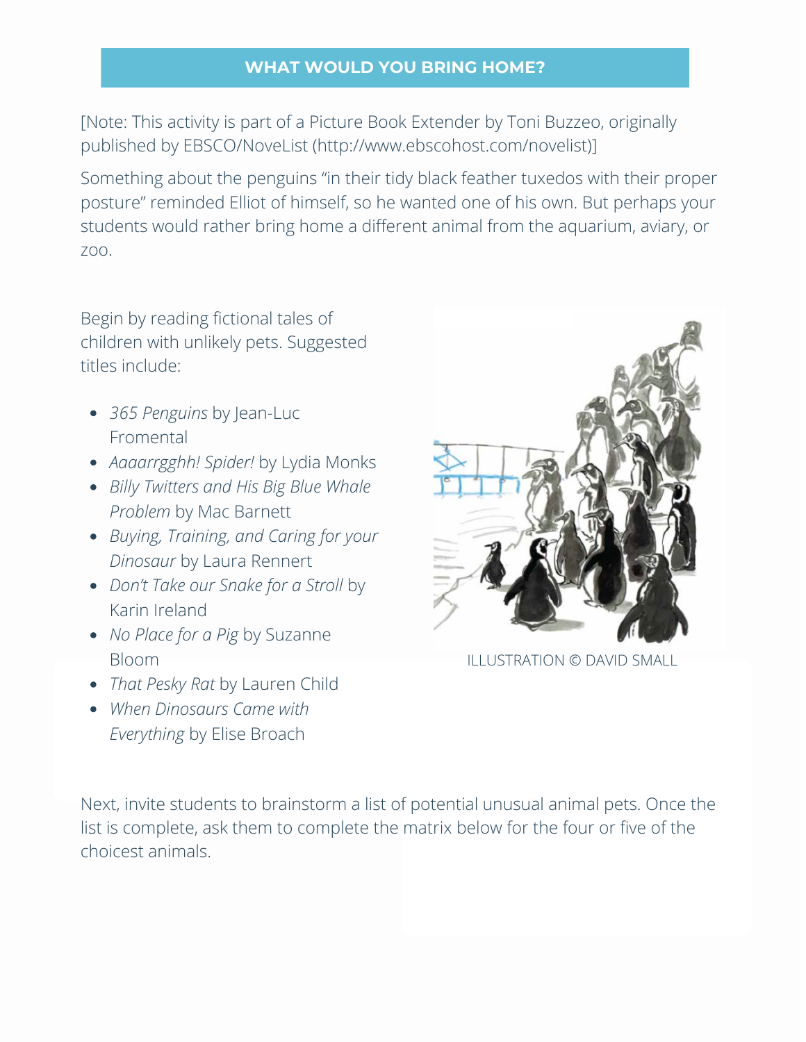## WHAT WOULD YOU BRING HOME?

[Note: This activity is part of a Picture Book Extender by Toni Buzzeo, originally published by EBSCO/NoveList (http://www.ebscohost.com/novelist)]

Something about the penguins "in their tidy black feather tuxedos with their proper posture" reminded Elliot of himself, so he wanted one of his own. But perhaps your students would rather bring home a different animal from the aquarium, aviary, or zoo.

Begin by reading fictional tales of children with unlikely pets. Suggested titles include:

- *365 Penguins* by Jean-Luc Fromental
- *Aaaarrgghh! Spider!* by Lydia Monks
- *Billy Twitters and His Big Blue Whale Problem* by Mac Barnett
- *Buying, Training, and Caring for your Dinosaur* by Laura Rennert
- *Don't Take our Snake for a Stroll* by Karin Ireland
- *No Place for a Pig* by Suzanne Bloom
- *That Pesky Rat* by Lauren Child
- *When Dinosaurs Came with Everything* by Elise Broach

ILLUSTRATION © DAVID SMALL

Next, invite students to brainstorm a list of potential unusual animal pets. Once the list is complete, ask them to complete the matrix below for the four or five of the choicest animals.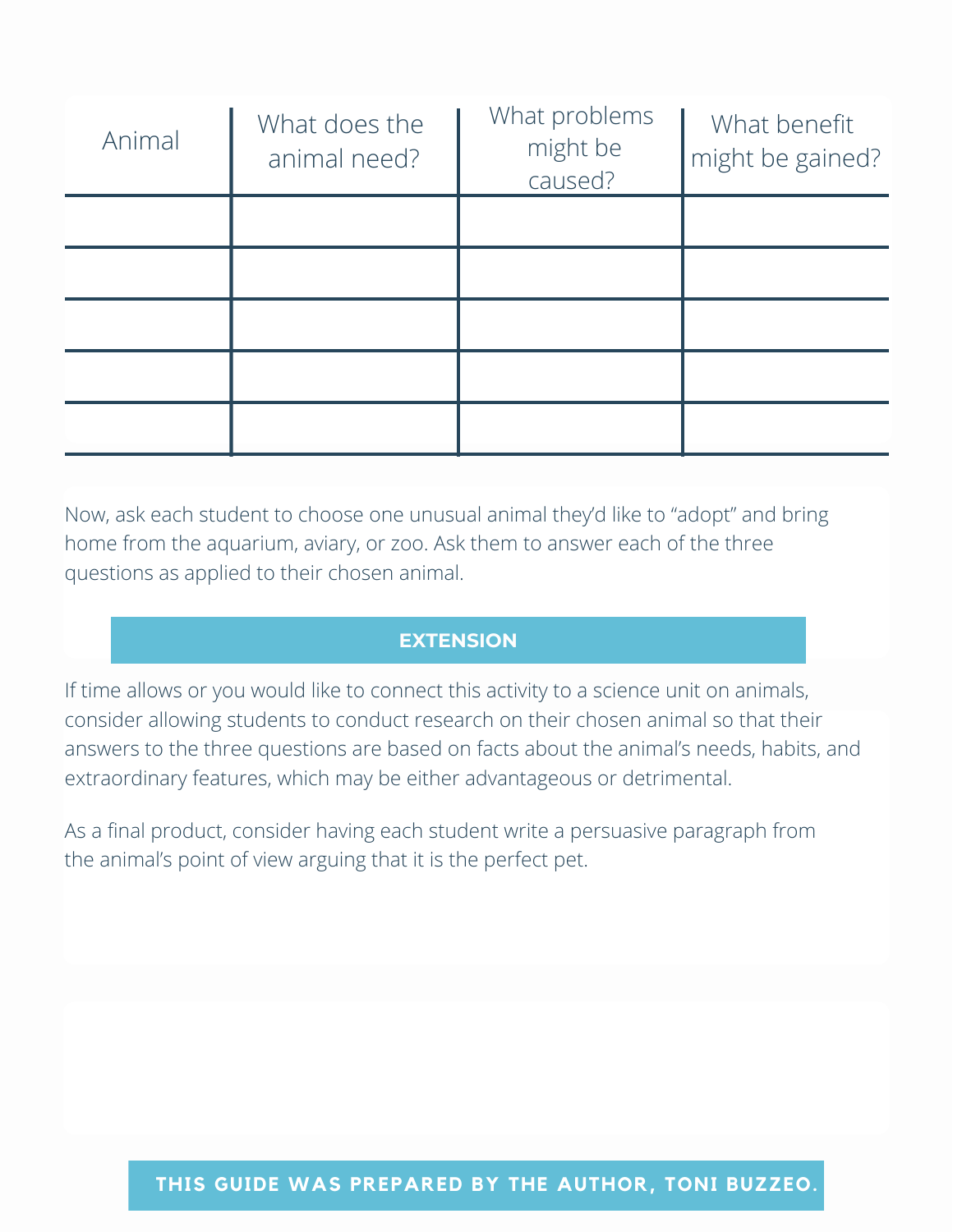| Animal | What does the animal need? | What problems might be caused? | What benefit might be gained? |
| --- | --- | --- | --- |
| | | | |
| | | | |
| | | | |
| | | | |
| | | | |

Now, ask each student to choose one unusual animal they'd like to "adopt" and bring home from the aquarium, aviary, or zoo. Ask them to answer each of the three questions as applied to their chosen animal.

## EXTENSION

If time allows or you would like to connect this activity to a science unit on animals, consider allowing students to conduct research on their chosen animal so that their answers to the three questions are based on facts about the animal's needs, habits, and extraordinary features, which may be either advantageous or detrimental.

As a final product, consider having each student write a persuasive paragraph from the animal's point of view arguing that it is the perfect pet.

**THIS GUIDE WAS PREPARED BY THE AUTHOR, TONI BUZZEO.**